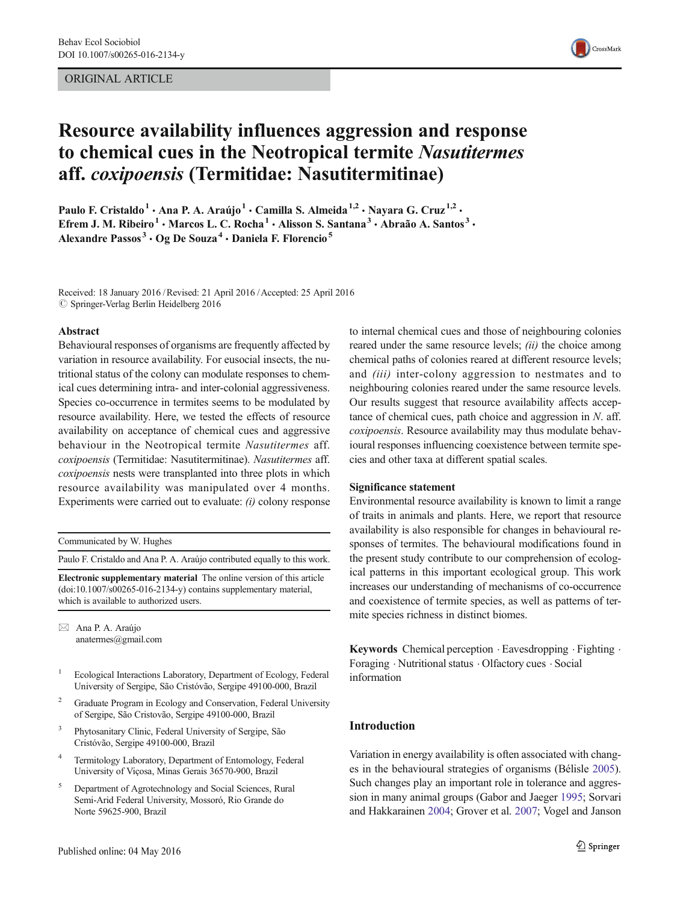ORIGINAL ARTICLE

# Resource availability influences aggression and response to chemical cues in the Neotropical termite *Nasutitermes* aff. *coxipoensis* (Termitidae: Nasutitermitinae)

**Paulo F. Cristaldo[1] · Ana P. A. Araújo[1] · Camilla S. Almeida[1,2] · Nayara G. Cruz[1,2] · Efrem J. M. Ribeiro[1] · Marcos L. C. Rocha[1] · Alisson S. Santana[3] · Abraão A. Santos[3] · Alexandre Passos[3] · Og De Souza[4] · Daniela F. Florencio[5]**

Received: 18 January 2016 / Revised: 21 April 2016 / Accepted: 25 April 2016
© Springer-Verlag Berlin Heidelberg 2016

## Abstract

Behavioural responses of organisms are frequently affected by variation in resource availability. For eusocial insects, the nutritional status of the colony can modulate responses to chemical cues determining intra- and inter-colonial aggressiveness. Species co-occurrence in termites seems to be modulated by resource availability. Here, we tested the effects of resource availability on acceptance of chemical cues and aggressive behaviour in the Neotropical termite *Nasutitermes* aff. *coxipoensis* (Termitidae: Nasutitermitinae). *Nasutitermes* aff. *coxipoensis* nests were transplanted into three plots in which resource availability was manipulated over 4 months. Experiments were carried out to evaluate: *(i)* colony response to internal chemical cues and those of neighbouring colonies reared under the same resource levels; *(ii)* the choice among chemical paths of colonies reared at different resource levels; and *(iii)* inter-colony aggression to nestmates and to neighbouring colonies reared under the same resource levels. Our results suggest that resource availability affects acceptance of chemical cues, path choice and aggression in *N.* aff. *coxipoensis*. Resource availability may thus modulate behavioural responses influencing coexistence between termite species and other taxa at different spatial scales.

## Significance statement

Environmental resource availability is known to limit a range of traits in animals and plants. Here, we report that resource availability is also responsible for changes in behavioural responses of termites. The behavioural modifications found in the present study contribute to our comprehension of ecological patterns in this important ecological group. This work increases our understanding of mechanisms of co-occurrence and coexistence of termite species, as well as patterns of termite species richness in distinct biomes.

**Keywords** Chemical perception · Eavesdropping · Fighting · Foraging · Nutritional status · Olfactory cues · Social information

Communicated by W. Hughes

Paulo F. Cristaldo and Ana P. A. Araújo contributed equally to this work.

**Electronic supplementary material** The online version of this article (doi:10.1007/s00265-016-2134-y) contains supplementary material, which is available to authorized users.

✉ Ana P. A. Araújo
anatermes@gmail.com

[1] Ecological Interactions Laboratory, Department of Ecology, Federal University of Sergipe, São Cristóvão, Sergipe 49100-000, Brazil

[2] Graduate Program in Ecology and Conservation, Federal University of Sergipe, São Cristovão, Sergipe 49100-000, Brazil

[3] Phytosanitary Clinic, Federal University of Sergipe, São Cristóvão, Sergipe 49100-000, Brazil

[4] Termitology Laboratory, Department of Entomology, Federal University of Viçosa, Minas Gerais 36570-900, Brazil

[5] Department of Agrotechnology and Social Sciences, Rural Semi-Arid Federal University, Mossoró, Rio Grande do Norte 59625-900, Brazil

## Introduction

Variation in energy availability is often associated with changes in the behavioural strategies of organisms (Bélisle 2005). Such changes play an important role in tolerance and aggression in many animal groups (Gabor and Jaeger 1995; Sorvari and Hakkarainen 2004; Grover et al. 2007; Vogel and Janson

Published online: 04 May 2016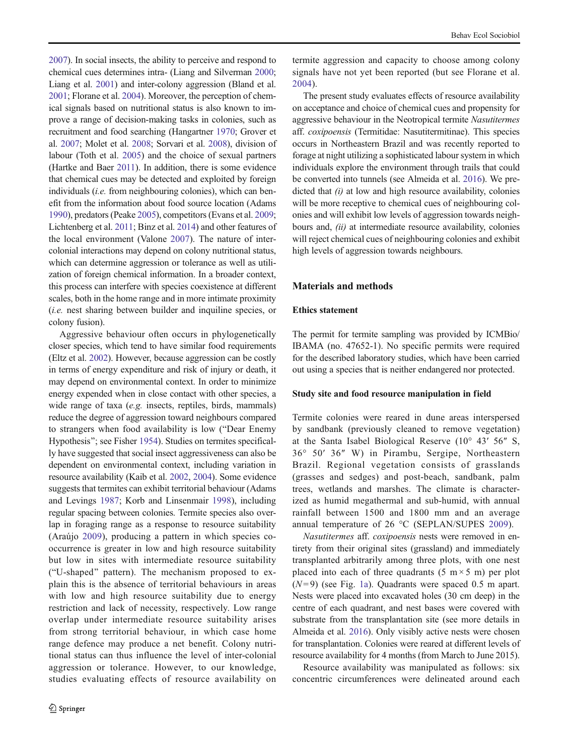2007). In social insects, the ability to perceive and respond to chemical cues determines intra- (Liang and Silverman 2000; Liang et al. 2001) and inter-colony aggression (Bland et al. 2001; Florane et al. 2004). Moreover, the perception of chemical signals based on nutritional status is also known to improve a range of decision-making tasks in colonies, such as recruitment and food searching (Hangartner 1970; Grover et al. 2007; Molet et al. 2008; Sorvari et al. 2008), division of labour (Toth et al. 2005) and the choice of sexual partners (Hartke and Baer 2011). In addition, there is some evidence that chemical cues may be detected and exploited by foreign individuals (*i.e.* from neighbouring colonies), which can benefit from the information about food source location (Adams 1990), predators (Peake 2005), competitors (Evans et al. 2009; Lichtenberg et al. 2011; Binz et al. 2014) and other features of the local environment (Valone 2007). The nature of inter-colonial interactions may depend on colony nutritional status, which can determine aggression or tolerance as well as utilization of foreign chemical information. In a broader context, this process can interfere with species coexistence at different scales, both in the home range and in more intimate proximity (*i.e.* nest sharing between builder and inquiline species, or colony fusion).

Aggressive behaviour often occurs in phylogenetically closer species, which tend to have similar food requirements (Eltz et al. 2002). However, because aggression can be costly in terms of energy expenditure and risk of injury or death, it may depend on environmental context. In order to minimize energy expended when in close contact with other species, a wide range of taxa (*e.g.* insects, reptiles, birds, mammals) reduce the degree of aggression toward neighbours compared to strangers when food availability is low ("Dear Enemy Hypothesis"; see Fisher 1954). Studies on termites specifically have suggested that social insect aggressiveness can also be dependent on environmental context, including variation in resource availability (Kaib et al. 2002, 2004). Some evidence suggests that termites can exhibit territorial behaviour (Adams and Levings 1987; Korb and Linsenmair 1998), including regular spacing between colonies. Termite species also overlap in foraging range as a response to resource suitability (Araújo 2009), producing a pattern in which species co-occurrence is greater in low and high resource suitability but low in sites with intermediate resource suitability ("U-shaped" pattern). The mechanism proposed to explain this is the absence of territorial behaviours in areas with low and high resource suitability due to energy restriction and lack of necessity, respectively. Low range overlap under intermediate resource suitability arises from strong territorial behaviour, in which case home range defence may produce a net benefit. Colony nutritional status can thus influence the level of inter-colonial aggression or tolerance. However, to our knowledge, studies evaluating effects of resource availability on termite aggression and capacity to choose among colony signals have not yet been reported (but see Florane et al. 2004).

The present study evaluates effects of resource availability on acceptance and choice of chemical cues and propensity for aggressive behaviour in the Neotropical termite *Nasutitermes* aff. *coxipoensis* (Termitidae: Nasutitermitinae). This species occurs in Northeastern Brazil and was recently reported to forage at night utilizing a sophisticated labour system in which individuals explore the environment through trails that could be converted into tunnels (see Almeida et al. 2016). We predicted that *(i)* at low and high resource availability, colonies will be more receptive to chemical cues of neighbouring colonies and will exhibit low levels of aggression towards neighbours and, *(ii)* at intermediate resource availability, colonies will reject chemical cues of neighbouring colonies and exhibit high levels of aggression towards neighbours.

## Materials and methods

### Ethics statement

The permit for termite sampling was provided by ICMBio/IBAMA (no. 47652-1). No specific permits were required for the described laboratory studies, which have been carried out using a species that is neither endangered nor protected.

### Study site and food resource manipulation in field

Termite colonies were reared in dune areas interspersed by sandbank (previously cleaned to remove vegetation) at the Santa Isabel Biological Reserve (10° 43′ 56″ S, 36° 50′ 36″ W) in Pirambu, Sergipe, Northeastern Brazil. Regional vegetation consists of grasslands (grasses and sedges) and post-beach, sandbank, palm trees, wetlands and marshes. The climate is characterized as humid megathermal and sub-humid, with annual rainfall between 1500 and 1800 mm and an average annual temperature of 26 °C (SEPLAN/SUPES 2009).

*Nasutitermes* aff. *coxipoensis* nests were removed in entirety from their original sites (grassland) and immediately transplanted arbitrarily among three plots, with one nest placed into each of three quadrants (5 m × 5 m) per plot ($N = 9$) (see Fig. 1a). Quadrants were spaced 0.5 m apart. Nests were placed into excavated holes (30 cm deep) in the centre of each quadrant, and nest bases were covered with substrate from the transplantation site (see more details in Almeida et al. 2016). Only visibly active nests were chosen for transplantation. Colonies were reared at different levels of resource availability for 4 months (from March to June 2015).

Resource availability was manipulated as follows: six concentric circumferences were delineated around each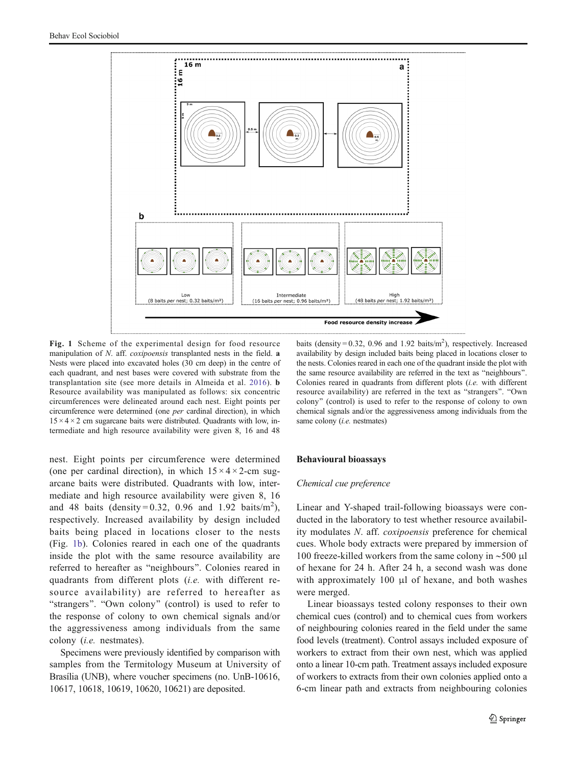**Fig. 1** Scheme of the experimental design for food resource manipulation of *N.* aff. *coxipoensis* transplanted nests in the field. **a** Nests were placed into excavated holes (30 cm deep) in the centre of each quadrant, and nest bases were covered with substrate from the transplantation site (see more details in Almeida et al. 2016). **b** Resource availability was manipulated as follows: six concentric circumferences were delineated around each nest. Eight points per circumference were determined (one *per* cardinal direction), in which 15 × 4 × 2 cm sugarcane baits were distributed. Quadrants with low, intermediate and high resource availability were given 8, 16 and 48 baits (density = 0.32, 0.96 and 1.92 baits/m$^2$), respectively. Increased availability by design included baits being placed in locations closer to the nests. Colonies reared in each one of the quadrant inside the plot with the same resource availability are referred in the text as "neighbours". Colonies reared in quadrants from different plots (*i.e.* with different resource availability) are referred in the text as "strangers". "Own colony" (control) is used to refer to the response of colony to own chemical signals and/or the aggressiveness among individuals from the same colony (*i.e.* nestmates)

nest. Eight points per circumference were determined (one per cardinal direction), in which 15 × 4 × 2-cm sugarcane baits were distributed. Quadrants with low, intermediate and high resource availability were given 8, 16 and 48 baits (density = 0.32, 0.96 and 1.92 baits/m$^2$), respectively. Increased availability by design included baits being placed in locations closer to the nests (Fig. 1b). Colonies reared in each one of the quadrants inside the plot with the same resource availability are referred to hereafter as "neighbours". Colonies reared in quadrants from different plots (*i.e.* with different resource availability) are referred to hereafter as "strangers". "Own colony" (control) is used to refer to the response of colony to own chemical signals and/or the aggressiveness among individuals from the same colony (*i.e.* nestmates).

Specimens were previously identified by comparison with samples from the Termitology Museum at University of Brasília (UNB), where voucher specimens (no. UnB-10616, 10617, 10618, 10619, 10620, 10621) are deposited.

## Behavioural bioassays

### *Chemical cue preference*

Linear and Y-shaped trail-following bioassays were conducted in the laboratory to test whether resource availability modulates *N.* aff. *coxipoensis* preference for chemical cues. Whole body extracts were prepared by immersion of 100 freeze-killed workers from the same colony in ~500 μl of hexane for 24 h. After 24 h, a second wash was done with approximately 100 μl of hexane, and both washes were merged.

Linear bioassays tested colony responses to their own chemical cues (control) and to chemical cues from workers of neighbouring colonies reared in the field under the same food levels (treatment). Control assays included exposure of workers to extract from their own nest, which was applied onto a linear 10-cm path. Treatment assays included exposure of workers to extracts from their own colonies applied onto a 6-cm linear path and extracts from neighbouring colonies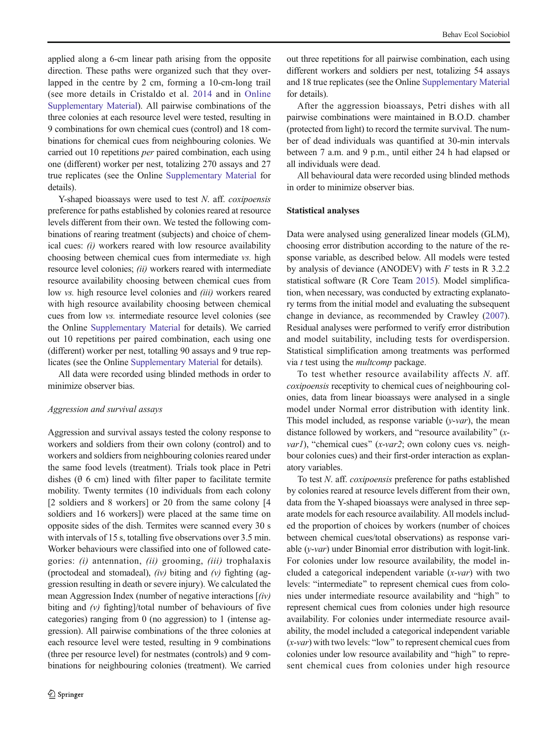applied along a 6-cm linear path arising from the opposite direction. These paths were organized such that they overlapped in the centre by 2 cm, forming a 10-cm-long trail (see more details in Cristaldo et al. 2014 and in Online Supplementary Material). All pairwise combinations of the three colonies at each resource level were tested, resulting in 9 combinations for own chemical cues (control) and 18 combinations for chemical cues from neighbouring colonies. We carried out 10 repetitions *per* paired combination, each using one (different) worker per nest, totalizing 270 assays and 27 true replicates (see the Online Supplementary Material for details).

Y-shaped bioassays were used to test *N.* aff. *coxipoensis* preference for paths established by colonies reared at resource levels different from their own. We tested the following combinations of rearing treatment (subjects) and choice of chemical cues: *(i)* workers reared with low resource availability choosing between chemical cues from intermediate *vs.* high resource level colonies; *(ii)* workers reared with intermediate resource availability choosing between chemical cues from low *vs.* high resource level colonies and *(iii)* workers reared with high resource availability choosing between chemical cues from low *vs.* intermediate resource level colonies (see the Online Supplementary Material for details). We carried out 10 repetitions per paired combination, each using one (different) worker per nest, totalling 90 assays and 9 true replicates (see the Online Supplementary Material for details).

All data were recorded using blinded methods in order to minimize observer bias.

### *Aggression and survival assays*

Aggression and survival assays tested the colony response to workers and soldiers from their own colony (control) and to workers and soldiers from neighbouring colonies reared under the same food levels (treatment). Trials took place in Petri dishes (θ 6 cm) lined with filter paper to facilitate termite mobility. Twenty termites (10 individuals from each colony [2 soldiers and 8 workers]) or 20 from the same colony [4 soldiers and 16 workers]) were placed at the same time on opposite sides of the dish. Termites were scanned every 30 s with intervals of 15 s, totalling five observations over 3.5 min. Worker behaviours were classified into one of followed categories: *(i)* antennation, *(ii)* grooming, *(iii)* trophalaxis (proctodeal and stomadeal), *(iv)* biting and *(v)* fighting (aggression resulting in death or severe injury). We calculated the mean Aggression Index (number of negative interactions [*(iv)* biting and *(v)* fighting]/total number of behaviours of five categories) ranging from 0 (no aggression) to 1 (intense aggression). All pairwise combinations of the three colonies at each resource level were tested, resulting in 9 combinations (three per resource level) for nestmates (controls) and 9 combinations for neighbouring colonies (treatment). We carried out three repetitions for all pairwise combination, each using different workers and soldiers per nest, totalizing 54 assays and 18 true replicates (see the Online Supplementary Material for details).

After the aggression bioassays, Petri dishes with all pairwise combinations were maintained in B.O.D. chamber (protected from light) to record the termite survival. The number of dead individuals was quantified at 30-min intervals between 7 a.m. and 9 p.m., until either 24 h had elapsed or all individuals were dead.

All behavioural data were recorded using blinded methods in order to minimize observer bias.

## Statistical analyses

Data were analysed using generalized linear models (GLM), choosing error distribution according to the nature of the response variable, as described below. All models were tested by analysis of deviance (ANODEV) with *F* tests in R 3.2.2 statistical software (R Core Team 2015). Model simplification, when necessary, was conducted by extracting explanatory terms from the initial model and evaluating the subsequent change in deviance, as recommended by Crawley (2007). Residual analyses were performed to verify error distribution and model suitability, including tests for overdispersion. Statistical simplification among treatments was performed via *t* test using the *multcomp* package.

To test whether resource availability affects *N.* aff. *coxipoensis* receptivity to chemical cues of neighbouring colonies, data from linear bioassays were analysed in a single model under Normal error distribution with identity link. This model included, as response variable (*y-var*), the mean distance followed by workers, and "resource availability" (*x-var1*), "chemical cues" (*x-var2*; own colony cues vs. neighbour colonies cues) and their first-order interaction as explanatory variables.

To test *N.* aff. *coxipoensis* preference for paths established by colonies reared at resource levels different from their own, data from the Y-shaped bioassays were analysed in three separate models for each resource availability. All models included the proportion of choices by workers (number of choices between chemical cues/total observations) as response variable (*y-var*) under Binomial error distribution with logit-link. For colonies under low resource availability, the model included a categorical independent variable (*x-var*) with two levels: "intermediate" to represent chemical cues from colonies under intermediate resource availability and "high" to represent chemical cues from colonies under high resource availability. For colonies under intermediate resource availability, the model included a categorical independent variable (*x-var*) with two levels: "low" to represent chemical cues from colonies under low resource availability and "high" to represent chemical cues from colonies under high resource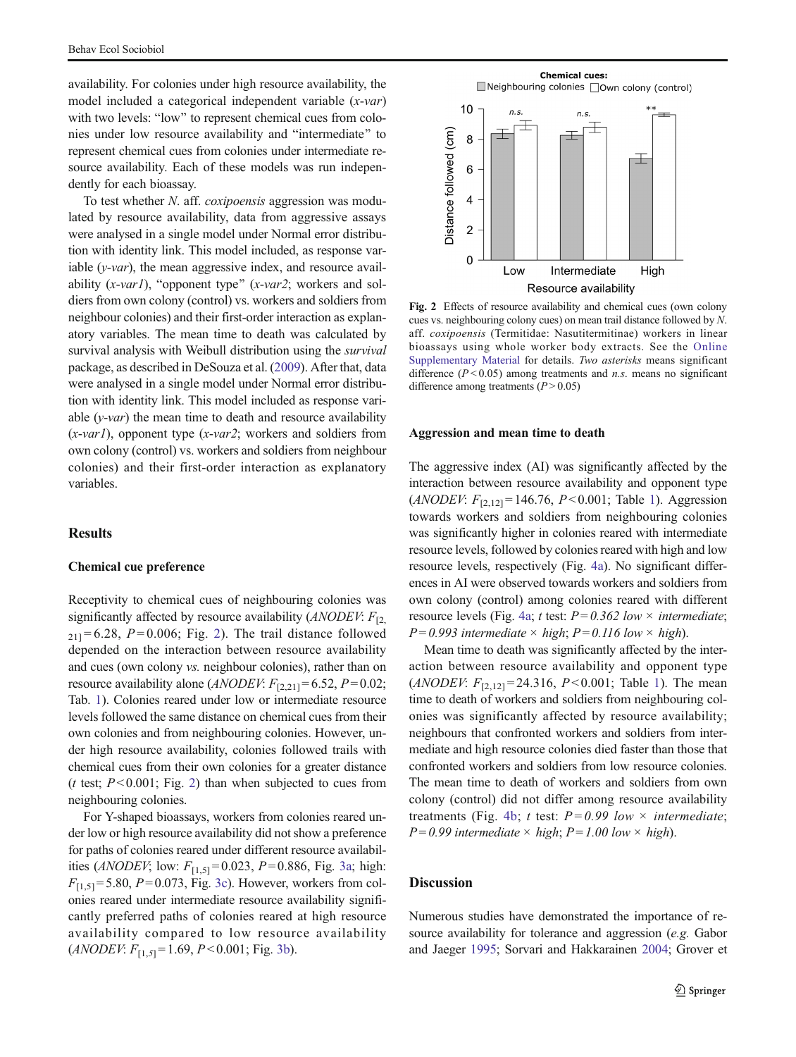availability. For colonies under high resource availability, the model included a categorical independent variable (*x-var*) with two levels: "low" to represent chemical cues from colonies under low resource availability and "intermediate" to represent chemical cues from colonies under intermediate resource availability. Each of these models was run independently for each bioassay.

To test whether *N.* aff. *coxipoensis* aggression was modulated by resource availability, data from aggressive assays were analysed in a single model under Normal error distribution with identity link. This model included, as response variable (*y-var*), the mean aggressive index, and resource availability (*x-var1*), "opponent type" (*x-var2*; workers and soldiers from own colony (control) vs. workers and soldiers from neighbour colonies) and their first-order interaction as explanatory variables. The mean time to death was calculated by survival analysis with Weibull distribution using the *survival* package, as described in DeSouza et al. (2009). After that, data were analysed in a single model under Normal error distribution with identity link. This model included as response variable (*y-var*) the mean time to death and resource availability (*x-var1*), opponent type (*x-var2*; workers and soldiers from own colony (control) vs. workers and soldiers from neighbour colonies) and their first-order interaction as explanatory variables.

## Results

### Chemical cue preference

Receptivity to chemical cues of neighbouring colonies was significantly affected by resource availability (*ANODEV*: $F_{[2,21]} = 6.28$, $P = 0.006$; Fig. 2). The trail distance followed depended on the interaction between resource availability and cues (own colony *vs.* neighbour colonies), rather than on resource availability alone (*ANODEV*: $F_{[2,21]} = 6.52$, $P = 0.02$; Tab. 1). Colonies reared under low or intermediate resource levels followed the same distance on chemical cues from their own colonies and from neighbouring colonies. However, under high resource availability, colonies followed trails with chemical cues from their own colonies for a greater distance (*t* test; $P < 0.001$; Fig. 2) than when subjected to cues from neighbouring colonies.

For Y-shaped bioassays, workers from colonies reared under low or high resource availability did not show a preference for paths of colonies reared under different resource availabilities (*ANODEV*; low: $F_{[1,5]} = 0.023$, $P = 0.886$, Fig. 3a; high: $F_{[1,5]} = 5.80$, $P = 0.073$, Fig. 3c). However, workers from colonies reared under intermediate resource availability significantly preferred paths of colonies reared at high resource availability compared to low resource availability (*ANODEV*: $F_{[1,5]} = 1.69$, $P < 0.001$; Fig. 3b).

**Fig. 2** Effects of resource availability and chemical cues (own colony cues vs. neighbouring colony cues) on mean trail distance followed by *N.* aff. *coxipoensis* (Termitidae: Nasutitermitinae) workers in linear bioassays using whole worker body extracts. See the Online Supplementary Material for details. *Two asterisks* means significant difference ($P < 0.05$) among treatments and *n.s.* means no significant difference among treatments ($P > 0.05$)

### Aggression and mean time to death

The aggressive index (AI) was significantly affected by the interaction between resource availability and opponent type (*ANODEV*: $F_{[2,12]} = 146.76$, $P < 0.001$; Table 1). Aggression towards workers and soldiers from neighbouring colonies was significantly higher in colonies reared with intermediate resource levels, followed by colonies reared with high and low resource levels, respectively (Fig. 4a). No significant differences in AI were observed towards workers and soldiers from own colony (control) among colonies reared with different resource levels (Fig. 4a; *t* test: *P = 0.362 low × intermediate*; *P = 0.993 intermediate × high*; *P = 0.116 low × high*).

Mean time to death was significantly affected by the interaction between resource availability and opponent type (*ANODEV*: $F_{[2,12]} = 24.316$, $P < 0.001$; Table 1). The mean time to death of workers and soldiers from neighbouring colonies was significantly affected by resource availability; neighbours that confronted workers and soldiers from intermediate and high resource colonies died faster than those that confronted workers and soldiers from low resource colonies. The mean time to death of workers and soldiers from own colony (control) did not differ among resource availability treatments (Fig. 4b; *t* test: *P = 0.99 low × intermediate*; *P = 0.99 intermediate × high*; *P = 1.00 low × high*).

## Discussion

Numerous studies have demonstrated the importance of resource availability for tolerance and aggression (*e.g.* Gabor and Jaeger 1995; Sorvari and Hakkarainen 2004; Grover et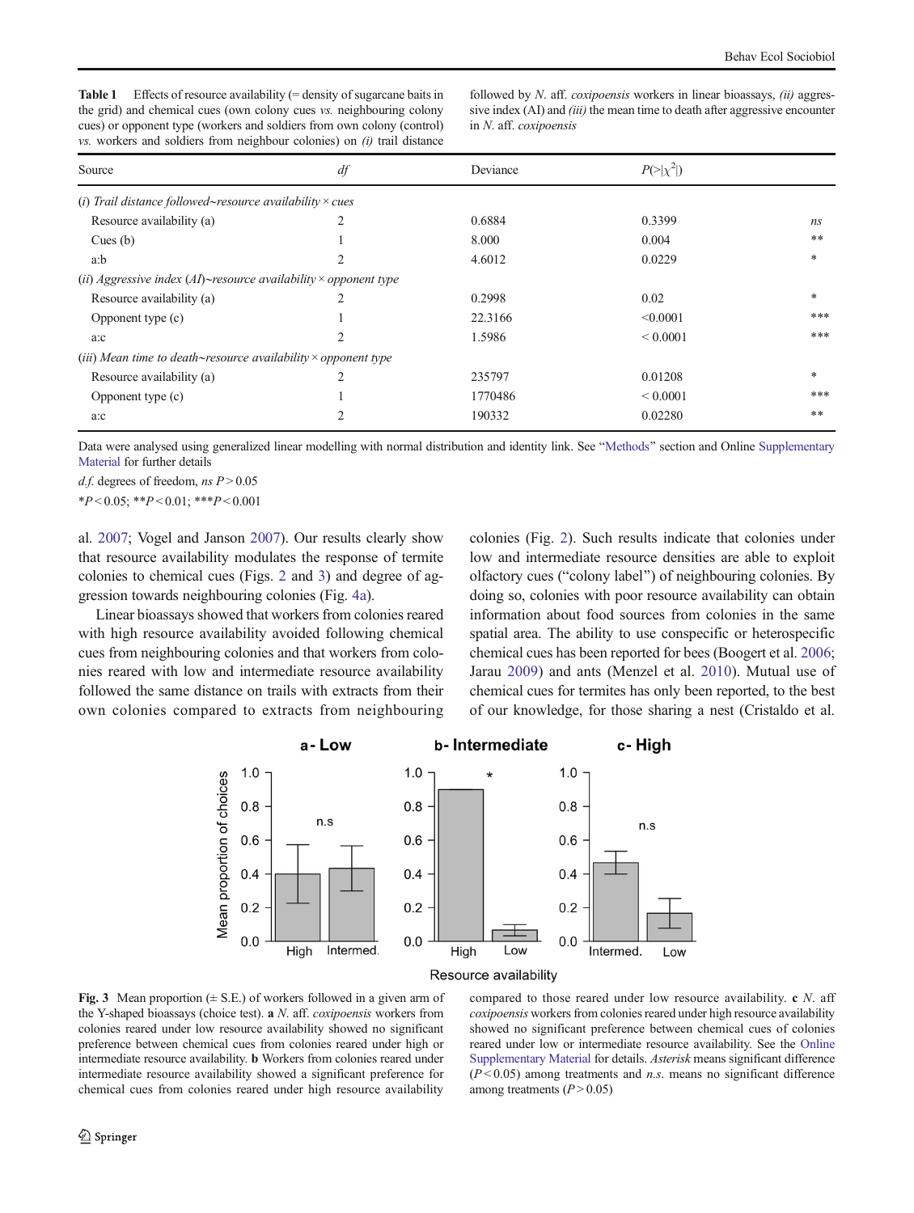**Table 1** Effects of resource availability (= density of sugarcane baits in the grid) and chemical cues (own colony cues *vs.* neighbouring colony cues) or opponent type (workers and soldiers from own colony (control) *vs.* workers and soldiers from neighbour colonies) on *(i)* trail distance followed by *N.* aff. *coxipoensis* workers in linear bioassays, *(ii)* aggressive index (AI) and *(iii)* the mean time to death after aggressive encounter in *N.* aff. *coxipoensis*

| Source | *df* | Deviance | $P(>\|\chi^2\|)$ | |
|---|---|---|---|---|
| *(i) Trail distance followed~resource availability × cues* | | | | |
| Resource availability (a) | 2 | 0.6884 | 0.3399 | *ns* |
| Cues (b) | 1 | 8.000 | 0.004 | ** |
| a:b | 2 | 4.6012 | 0.0229 | * |
| *(ii) Aggressive index (AI)~resource availability × opponent type* | | | | |
| Resource availability (a) | 2 | 0.2998 | 0.02 | * |
| Opponent type (c) | 1 | 22.3166 | <0.0001 | *** |
| a:c | 2 | 1.5986 | < 0.0001 | *** |
| *(iii) Mean time to death~resource availability × opponent type* | | | | |
| Resource availability (a) | 2 | 235797 | 0.01208 | * |
| Opponent type (c) | 1 | 1770486 | < 0.0001 | *** |
| a:c | 2 | 190332 | 0.02280 | ** |

Data were analysed using generalized linear modelling with normal distribution and identity link. See "Methods" section and Online Supplementary Material for further details

*d.f.* degrees of freedom, *ns* $P > 0.05$

*$P < 0.05$; **$P < 0.01$; ***$P < 0.001$

al. 2007; Vogel and Janson 2007). Our results clearly show that resource availability modulates the response of termite colonies to chemical cues (Figs. 2 and 3) and degree of aggression towards neighbouring colonies (Fig. 4a).

Linear bioassays showed that workers from colonies reared with high resource availability avoided following chemical cues from neighbouring colonies and that workers from colonies reared with low and intermediate resource availability followed the same distance on trails with extracts from their own colonies compared to extracts from neighbouring colonies (Fig. 2). Such results indicate that colonies under low and intermediate resource densities are able to exploit olfactory cues ("colony label") of neighbouring colonies. By doing so, colonies with poor resource availability can obtain information about food sources from colonies in the same spatial area. The ability to use conspecific or heterospecific chemical cues has been reported for bees (Boogert et al. 2006; Jarau 2009) and ants (Menzel et al. 2010). Mutual use of chemical cues for termites has only been reported, to the best of our knowledge, for those sharing a nest (Cristaldo et al.

**Fig. 3** Mean proportion (± S.E.) of workers followed in a given arm of the Y-shaped bioassays (choice test). **a** *N.* aff. *coxipoensis* workers from colonies reared under low resource availability showed no significant preference between chemical cues from colonies reared under high or intermediate resource availability. **b** Workers from colonies reared under intermediate resource availability showed a significant preference for chemical cues from colonies reared under high resource availability compared to those reared under low resource availability. **c** *N.* aff *coxipoensis* workers from colonies reared under high resource availability showed no significant preference between chemical cues of colonies reared under low or intermediate resource availability. See the Online Supplementary Material for details. *Asterisk* means significant difference ($P < 0.05$) among treatments and *n.s.* means no significant difference among treatments ($P > 0.05$)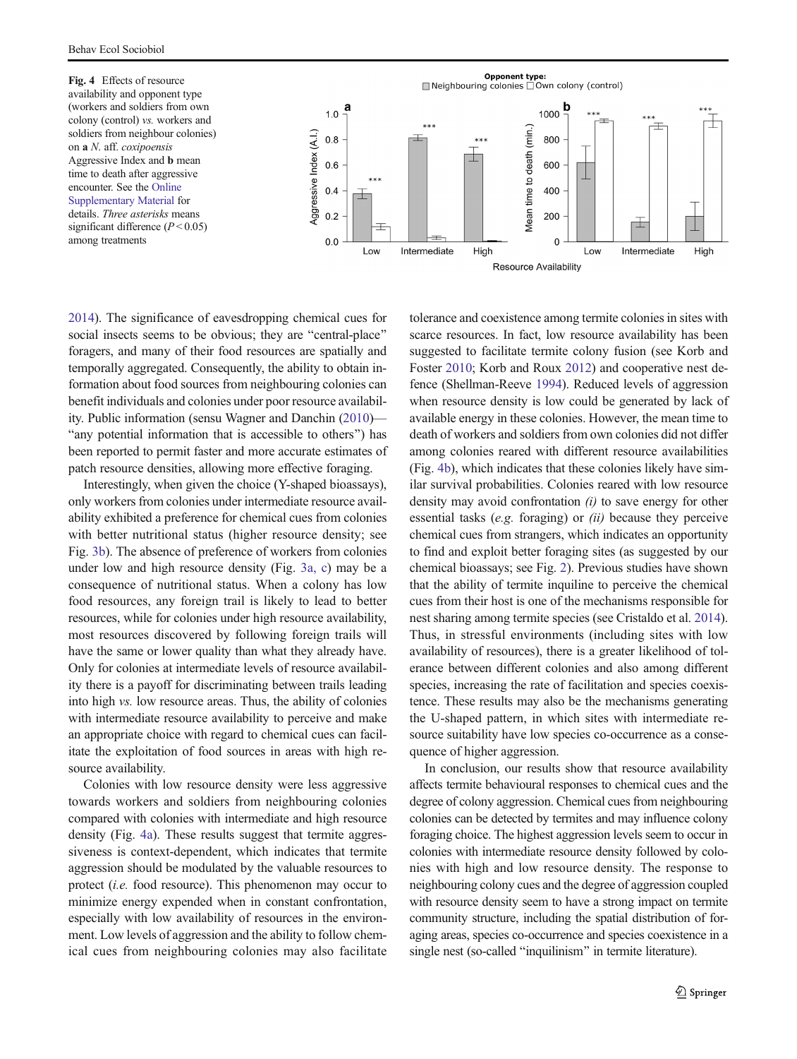**Fig. 4** Effects of resource availability and opponent type (workers and soldiers from own colony (control) *vs.* workers and soldiers from neighbour colonies) on **a** *N.* aff. *coxipoensis* Aggressive Index and **b** mean time to death after aggressive encounter. See the Online Supplementary Material for details. *Three asterisks* means significant difference ($P < 0.05$) among treatments

Opponent type:
Neighbouring colonies
Own colony (control)

a
Aggressive Index (A.I.)
1.0
0.8
0.6
0.4
0.2
0.0
***
***
***
Low
Intermediate
High

b
Mean time to death (min.)
1000
800
600
400
200
0
***
***
***
Low
Intermediate
High

Resource Availability

2014). The significance of eavesdropping chemical cues for social insects seems to be obvious; they are "central-place" foragers, and many of their food resources are spatially and temporally aggregated. Consequently, the ability to obtain information about food sources from neighbouring colonies can benefit individuals and colonies under poor resource availability. Public information (sensu Wagner and Danchin (2010)—"any potential information that is accessible to others") has been reported to permit faster and more accurate estimates of patch resource densities, allowing more effective foraging.

Interestingly, when given the choice (Y-shaped bioassays), only workers from colonies under intermediate resource availability exhibited a preference for chemical cues from colonies with better nutritional status (higher resource density; see Fig. 3b). The absence of preference of workers from colonies under low and high resource density (Fig. 3a, c) may be a consequence of nutritional status. When a colony has low food resources, any foreign trail is likely to lead to better resources, while for colonies under high resource availability, most resources discovered by following foreign trails will have the same or lower quality than what they already have. Only for colonies at intermediate levels of resource availability there is a payoff for discriminating between trails leading into high *vs.* low resource areas. Thus, the ability of colonies with intermediate resource availability to perceive and make an appropriate choice with regard to chemical cues can facilitate the exploitation of food sources in areas with high resource availability.

Colonies with low resource density were less aggressive towards workers and soldiers from neighbouring colonies compared with colonies with intermediate and high resource density (Fig. 4a). These results suggest that termite aggressiveness is context-dependent, which indicates that termite aggression should be modulated by the valuable resources to protect (*i.e.* food resource). This phenomenon may occur to minimize energy expended when in constant confrontation, especially with low availability of resources in the environment. Low levels of aggression and the ability to follow chemical cues from neighbouring colonies may also facilitate tolerance and coexistence among termite colonies in sites with scarce resources. In fact, low resource availability has been suggested to facilitate termite colony fusion (see Korb and Foster 2010; Korb and Roux 2012) and cooperative nest defence (Shellman-Reeve 1994). Reduced levels of aggression when resource density is low could be generated by lack of available energy in these colonies. However, the mean time to death of workers and soldiers from own colonies did not differ among colonies reared with different resource availabilities (Fig. 4b), which indicates that these colonies likely have similar survival probabilities. Colonies reared with low resource density may avoid confrontation *(i)* to save energy for other essential tasks (*e.g.* foraging) or *(ii)* because they perceive chemical cues from strangers, which indicates an opportunity to find and exploit better foraging sites (as suggested by our chemical bioassays; see Fig. 2). Previous studies have shown that the ability of termite inquiline to perceive the chemical cues from their host is one of the mechanisms responsible for nest sharing among termite species (see Cristaldo et al. 2014). Thus, in stressful environments (including sites with low availability of resources), there is a greater likelihood of tolerance between different colonies and also among different species, increasing the rate of facilitation and species coexistence. These results may also be the mechanisms generating the U-shaped pattern, in which sites with intermediate resource suitability have low species co-occurrence as a consequence of higher aggression.

In conclusion, our results show that resource availability affects termite behavioural responses to chemical cues and the degree of colony aggression. Chemical cues from neighbouring colonies can be detected by termites and may influence colony foraging choice. The highest aggression levels seem to occur in colonies with intermediate resource density followed by colonies with high and low resource density. The response to neighbouring colony cues and the degree of aggression coupled with resource density seem to have a strong impact on termite community structure, including the spatial distribution of foraging areas, species co-occurrence and species coexistence in a single nest (so-called "inquilinism" in termite literature).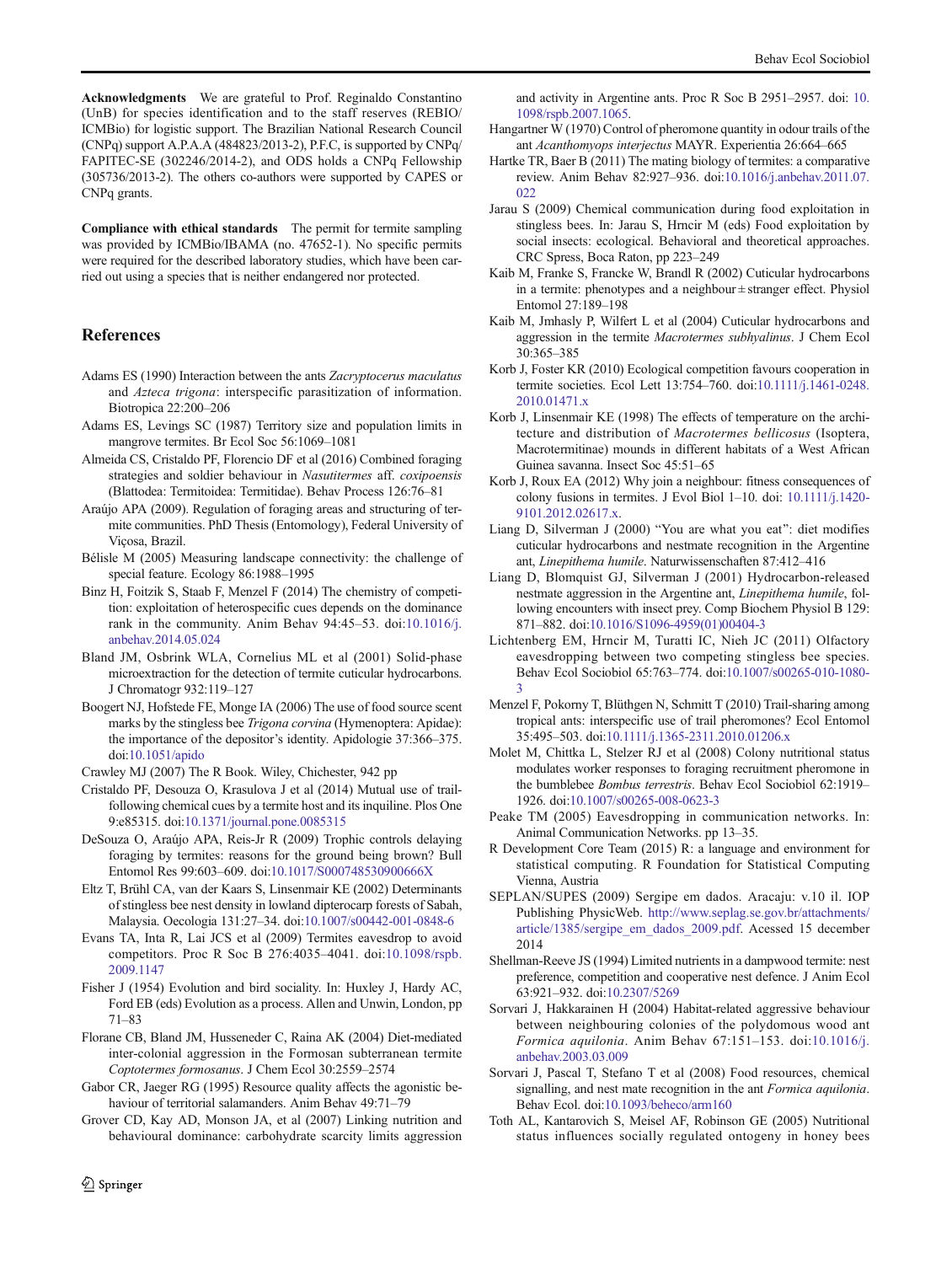**Acknowledgments** We are grateful to Prof. Reginaldo Constantino (UnB) for species identification and to the staff reserves (REBIO/ ICMBio) for logistic support. The Brazilian National Research Council (CNPq) support A.P.A.A (484823/2013-2), P.F.C, is supported by CNPq/ FAPITEC-SE (302246/2014-2), and ODS holds a CNPq Fellowship (305736/2013-2). The others co-authors were supported by CAPES or CNPq grants.

**Compliance with ethical standards** The permit for termite sampling was provided by ICMBio/IBAMA (no. 47652-1). No specific permits were required for the described laboratory studies, which have been carried out using a species that is neither endangered nor protected.

## References

Adams ES (1990) Interaction between the ants *Zacryptocerus maculatus* and *Azteca trigona*: interspecific parasitization of information. Biotropica 22:200–206

Adams ES, Levings SC (1987) Territory size and population limits in mangrove termites. Br Ecol Soc 56:1069–1081

Almeida CS, Cristaldo PF, Florencio DF et al (2016) Combined foraging strategies and soldier behaviour in *Nasutitermes* aff. *coxipoensis* (Blattodea: Termitoidea: Termitidae). Behav Process 126:76–81

Araújo APA (2009). Regulation of foraging areas and structuring of termite communities. PhD Thesis (Entomology), Federal University of Viçosa, Brazil.

Bélisle M (2005) Measuring landscape connectivity: the challenge of special feature. Ecology 86:1988–1995

Binz H, Foitzik S, Staab F, Menzel F (2014) The chemistry of competition: exploitation of heterospecific cues depends on the dominance rank in the community. Anim Behav 94:45–53. doi:10.1016/j.anbehav.2014.05.024

Bland JM, Osbrink WLA, Cornelius ML et al (2001) Solid-phase microextraction for the detection of termite cuticular hydrocarbons. J Chromatogr 932:119–127

Boogert NJ, Hofstede FE, Monge IA (2006) The use of food source scent marks by the stingless bee *Trigona corvina* (Hymenoptera: Apidae): the importance of the depositor's identity. Apidologie 37:366–375. doi:10.1051/apido

Crawley MJ (2007) The R Book. Wiley, Chichester, 942 pp

Cristaldo PF, Desouza O, Krasulova J et al (2014) Mutual use of trail-following chemical cues by a termite host and its inquiline. Plos One 9:e85315. doi:10.1371/journal.pone.0085315

DeSouza O, Araújo APA, Reis-Jr R (2009) Trophic controls delaying foraging by termites: reasons for the ground being brown? Bull Entomol Res 99:603–609. doi:10.1017/S000748530900666X

Eltz T, Brühl CA, van der Kaars S, Linsenmair KE (2002) Determinants of stingless bee nest density in lowland dipterocarp forests of Sabah, Malaysia. Oecologia 131:27–34. doi:10.1007/s00442-001-0848-6

Evans TA, Inta R, Lai JCS et al (2009) Termites eavesdrop to avoid competitors. Proc R Soc B 276:4035–4041. doi:10.1098/rspb.2009.1147

Fisher J (1954) Evolution and bird sociality. In: Huxley J, Hardy AC, Ford EB (eds) Evolution as a process. Allen and Unwin, London, pp 71–83

Florane CB, Bland JM, Husseneder C, Raina AK (2004) Diet-mediated inter-colonial aggression in the Formosan subterranean termite *Coptotermes formosanus*. J Chem Ecol 30:2559–2574

Gabor CR, Jaeger RG (1995) Resource quality affects the agonistic behaviour of territorial salamanders. Anim Behav 49:71–79

Grover CD, Kay AD, Monson JA, et al (2007) Linking nutrition and behavioural dominance: carbohydrate scarcity limits aggression and activity in Argentine ants. Proc R Soc B 2951–2957. doi: 10.1098/rspb.2007.1065.

Hangartner W (1970) Control of pheromone quantity in odour trails of the ant *Acanthomyops interjectus* MAYR. Experientia 26:664–665

Hartke TR, Baer B (2011) The mating biology of termites: a comparative review. Anim Behav 82:927–936. doi:10.1016/j.anbehav.2011.07.022

Jarau S (2009) Chemical communication during food exploitation in stingless bees. In: Jarau S, Hrncir M (eds) Food exploitation by social insects: ecological. Behavioral and theoretical approaches. CRC Spress, Boca Raton, pp 223–249

Kaib M, Franke S, Francke W, Brandl R (2002) Cuticular hydrocarbons in a termite: phenotypes and a neighbour ± stranger effect. Physiol Entomol 27:189–198

Kaib M, Jmhasly P, Wilfert L et al (2004) Cuticular hydrocarbons and aggression in the termite *Macrotermes subhyalinus*. J Chem Ecol 30:365–385

Korb J, Foster KR (2010) Ecological competition favours cooperation in termite societies. Ecol Lett 13:754–760. doi:10.1111/j.1461-0248.2010.01471.x

Korb J, Linsenmair KE (1998) The effects of temperature on the architecture and distribution of *Macrotermes bellicosus* (Isoptera, Macrotermitinae) mounds in different habitats of a West African Guinea savanna. Insect Soc 45:51–65

Korb J, Roux EA (2012) Why join a neighbour: fitness consequences of colony fusions in termites. J Evol Biol 1–10. doi: 10.1111/j.1420-9101.2012.02617.x.

Liang D, Silverman J (2000) "You are what you eat": diet modifies cuticular hydrocarbons and nestmate recognition in the Argentine ant, *Linepithema humile*. Naturwissenschaften 87:412–416

Liang D, Blomquist GJ, Silverman J (2001) Hydrocarbon-released nestmate aggression in the Argentine ant, *Linepithema humile*, following encounters with insect prey. Comp Biochem Physiol B 129: 871–882. doi:10.1016/S1096-4959(01)00404-3

Lichtenberg EM, Hrncir M, Turatti IC, Nieh JC (2011) Olfactory eavesdropping between two competing stingless bee species. Behav Ecol Sociobiol 65:763–774. doi:10.1007/s00265-010-1080-3

Menzel F, Pokorny T, Blüthgen N, Schmitt T (2010) Trail-sharing among tropical ants: interspecific use of trail pheromones? Ecol Entomol 35:495–503. doi:10.1111/j.1365-2311.2010.01206.x

Molet M, Chittka L, Stelzer RJ et al (2008) Colony nutritional status modulates worker responses to foraging recruitment pheromone in the bumblebee *Bombus terrestris*. Behav Ecol Sociobiol 62:1919–1926. doi:10.1007/s00265-008-0623-3

Peake TM (2005) Eavesdropping in communication networks. In: Animal Communication Networks. pp 13–35.

R Development Core Team (2015) R: a language and environment for statistical computing. R Foundation for Statistical Computing Vienna, Austria

SEPLAN/SUPES (2009) Sergipe em dados. Aracaju: v.10 il. IOP Publishing PhysicWeb. http://www.seplag.se.gov.br/attachments/article/1385/sergipe_em_dados_2009.pdf. Acessed 15 december 2014

Shellman-Reeve JS (1994) Limited nutrients in a dampwood termite: nest preference, competition and cooperative nest defence. J Anim Ecol 63:921–932. doi:10.2307/5269

Sorvari J, Hakkarainen H (2004) Habitat-related aggressive behaviour between neighbouring colonies of the polydomous wood ant *Formica aquilonia*. Anim Behav 67:151–153. doi:10.1016/j.anbehav.2003.03.009

Sorvari J, Pascal T, Stefano T et al (2008) Food resources, chemical signalling, and nest mate recognition in the ant *Formica aquilonia*. Behav Ecol. doi:10.1093/beheco/arm160

Toth AL, Kantarovich S, Meisel AF, Robinson GE (2005) Nutritional status influences socially regulated ontogeny in honey bees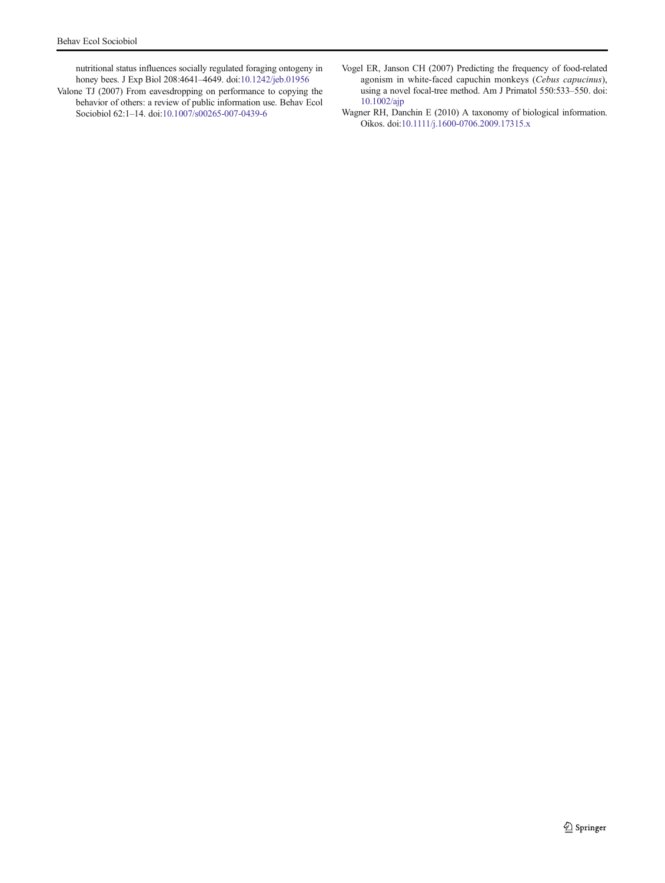nutritional status influences socially regulated foraging ontogeny in honey bees. J Exp Biol 208:4641–4649. doi:10.1242/jeb.01956

Valone TJ (2007) From eavesdropping on performance to copying the behavior of others: a review of public information use. Behav Ecol Sociobiol 62:1–14. doi:10.1007/s00265-007-0439-6

Vogel ER, Janson CH (2007) Predicting the frequency of food-related agonism in white-faced capuchin monkeys (*Cebus capucinus*), using a novel focal-tree method. Am J Primatol 550:533–550. doi:10.1002/ajp

Wagner RH, Danchin E (2010) A taxonomy of biological information. Oikos. doi:10.1111/j.1600-0706.2009.17315.x